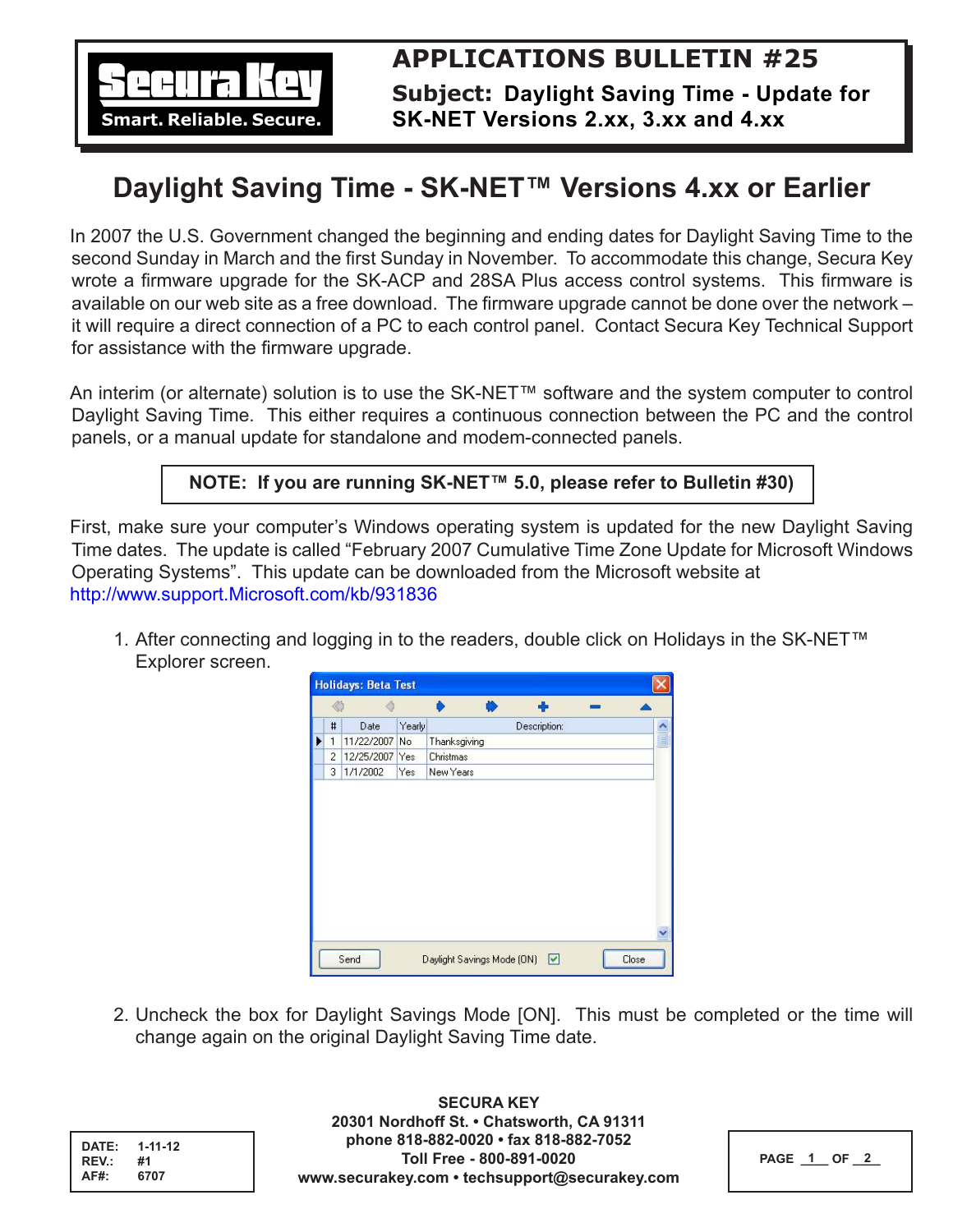# APPLICATIONS BULLETIN #25

**Subject: Daylight Saving Time - Update for SK-NET Versions 2.xx, 3.xx and 4.xx**

## Daylight Saving Time - SK-NET™ Versions 4.xx or Earlier

In 2007 the U.S. Government changed the beginning and ending dates for Daylight Saving Time to the second Sunday in March and the first Sunday in November. To accommodate this change, Secura Key wrote a firmware upgrade for the SK-ACP and 28SA Plus access control systems. This firmware is available on our web site as a free download. The firmware upgrade cannot be done over the network – it will require a direct connection of a PC to each control panel. Contact Secura Key Technical Support for assistance with the firmware upgrade.

An interim (or alternate) solution is to use the SK-NET™ software and the system computer to control Daylight Saving Time. This either requires a continuous connection between the PC and the control panels, or a manual update for standalone and modem-connected panels.

**NOTE: If you are running SK-NET™ 5.0, please refer to Bulletin #30)**

First, make sure your computer's Windows operating system is updated for the new Daylight Saving Time dates. The update is called "February 2007 Cumulative Time Zone Update for Microsoft Windows Operating Systems". This update can be downloaded from the Microsoft website at http://www.support.Microsoft.com/kb/931836

1. After connecting and logging in to the readers, double click on Holidays in the SK-NET™ Explorer screen.

**Holidays: Beta Test**

| # | Date | Yearly | Description: |
|---|---|---|---|
| 1 | 11/22/2007 | No | Thanksgiving |
| 2 | 12/25/2007 | Yes | Christmas |
| 3 | 1/1/2002 | Yes | New Years |

Send | Daylight Savings Mode (ON) ☑ | Close

2. Uncheck the box for Daylight Savings Mode [ON]. This must be completed or the time will change again on the original Daylight Saving Time date.

DATE: 1-11-12
REV.: #1
AF#: 6707

**SECURA KEY**
**20301 Nordhoff St. • Chatsworth, CA 91311**
**phone 818-882-0020 • fax 818-882-7052**
**Toll Free - 800-891-0020**
**www.securakey.com • techsupport@securakey.com**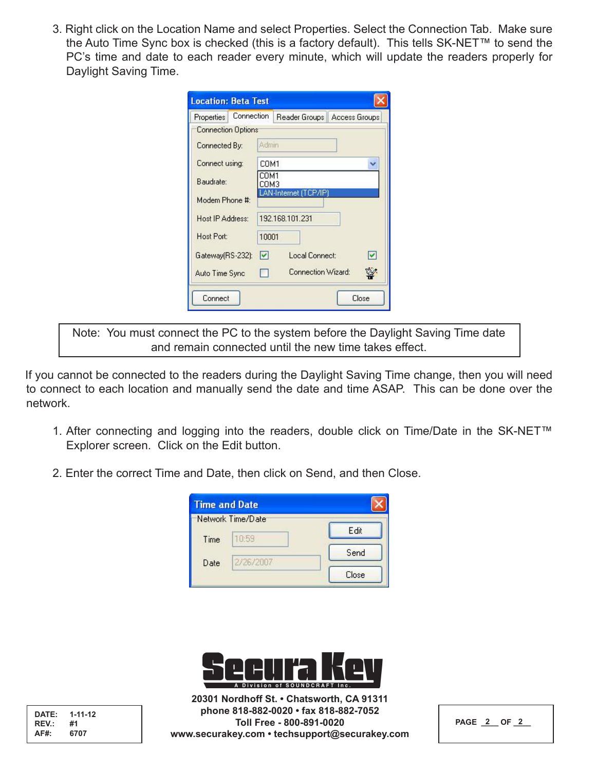3. Right click on the Location Name and select Properties. Select the Connection Tab. Make sure the Auto Time Sync box is checked (this is a factory default). This tells SK-NET™ to send the PC's time and date to each reader every minute, which will update the readers properly for Daylight Saving Time.

> Note: You must connect the PC to the system before the Daylight Saving Time date and remain connected until the new time takes effect.

If you cannot be connected to the readers during the Daylight Saving Time change, then you will need to connect to each location and manually send the date and time ASAP. This can be done over the network.

1. After connecting and logging into the readers, double click on Time/Date in the SK-NET™ Explorer screen. Click on the Edit button.

2. Enter the correct Time and Date, then click on Send, and then Close.

20301 Nordhoff St. • Chatsworth, CA 91311
phone 818-882-0020 • fax 818-882-7052
Toll Free - 800-891-0020
www.securakey.com • techsupport@securakey.com

DATE: 1-11-12
REV.: #1
AF#: 6707